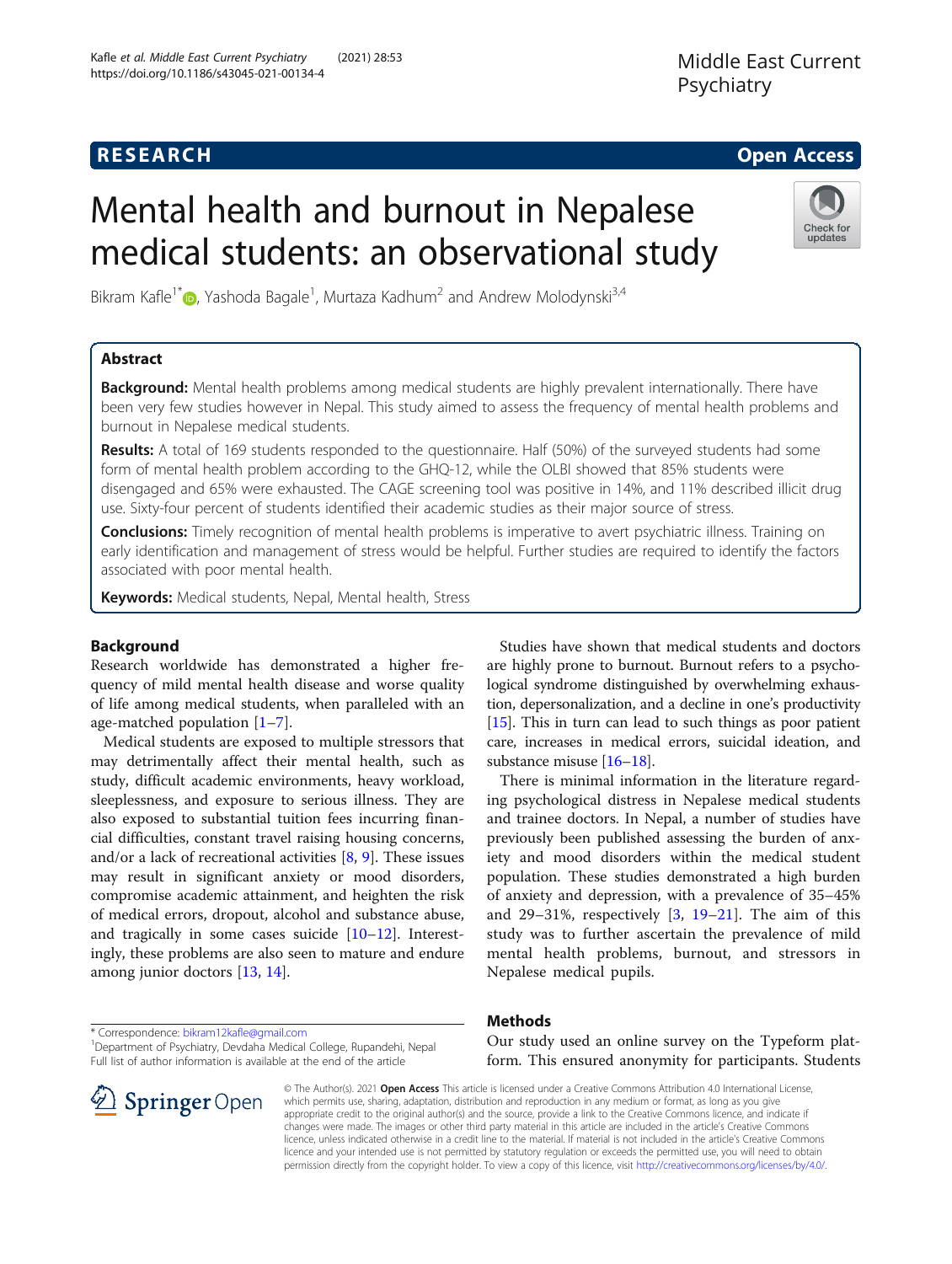# Mental health and burnout in Nepalese medical students: an observational study

Bikram Kafle[1*], Yashoda Bagale[1], Murtaza Kadhum[2] and Andrew Molodynski[3,4]

## Abstract

**Background:** Mental health problems among medical students are highly prevalent internationally. There have been very few studies however in Nepal. This study aimed to assess the frequency of mental health problems and burnout in Nepalese medical students.

**Results:** A total of 169 students responded to the questionnaire. Half (50%) of the surveyed students had some form of mental health problem according to the GHQ-12, while the OLBI showed that 85% students were disengaged and 65% were exhausted. The CAGE screening tool was positive in 14%, and 11% described illicit drug use. Sixty-four percent of students identified their academic studies as their major source of stress.

**Conclusions:** Timely recognition of mental health problems is imperative to avert psychiatric illness. Training on early identification and management of stress would be helpful. Further studies are required to identify the factors associated with poor mental health.

**Keywords:** Medical students, Nepal, Mental health, Stress

## Background

Research worldwide has demonstrated a higher frequency of mild mental health disease and worse quality of life among medical students, when paralleled with an age-matched population [1–7].

Medical students are exposed to multiple stressors that may detrimentally affect their mental health, such as study, difficult academic environments, heavy workload, sleeplessness, and exposure to serious illness. They are also exposed to substantial tuition fees incurring financial difficulties, constant travel raising housing concerns, and/or a lack of recreational activities [8, 9]. These issues may result in significant anxiety or mood disorders, compromise academic attainment, and heighten the risk of medical errors, dropout, alcohol and substance abuse, and tragically in some cases suicide [10–12]. Interestingly, these problems are also seen to mature and endure among junior doctors [13, 14].

Studies have shown that medical students and doctors are highly prone to burnout. Burnout refers to a psychological syndrome distinguished by overwhelming exhaustion, depersonalization, and a decline in one's productivity [15]. This in turn can lead to such things as poor patient care, increases in medical errors, suicidal ideation, and substance misuse [16–18].

There is minimal information in the literature regarding psychological distress in Nepalese medical students and trainee doctors. In Nepal, a number of studies have previously been published assessing the burden of anxiety and mood disorders within the medical student population. These studies demonstrated a high burden of anxiety and depression, with a prevalence of 35–45% and 29–31%, respectively [3, 19–21]. The aim of this study was to further ascertain the prevalence of mild mental health problems, burnout, and stressors in Nepalese medical pupils.

## Methods

Our study used an online survey on the Typeform platform. This ensured anonymity for participants. Students

\* Correspondence: bikram12kafle@gmail.com
[1]Department of Psychiatry, Devdaha Medical College, Rupandehi, Nepal
Full list of author information is available at the end of the article

© The Author(s). 2021 **Open Access** This article is licensed under a Creative Commons Attribution 4.0 International License, which permits use, sharing, adaptation, distribution and reproduction in any medium or format, as long as you give appropriate credit to the original author(s) and the source, provide a link to the Creative Commons licence, and indicate if changes were made. The images or other third party material in this article are included in the article's Creative Commons licence, unless indicated otherwise in a credit line to the material. If material is not included in the article's Creative Commons licence and your intended use is not permitted by statutory regulation or exceeds the permitted use, you will need to obtain permission directly from the copyright holder. To view a copy of this licence, visit http://creativecommons.org/licenses/by/4.0/.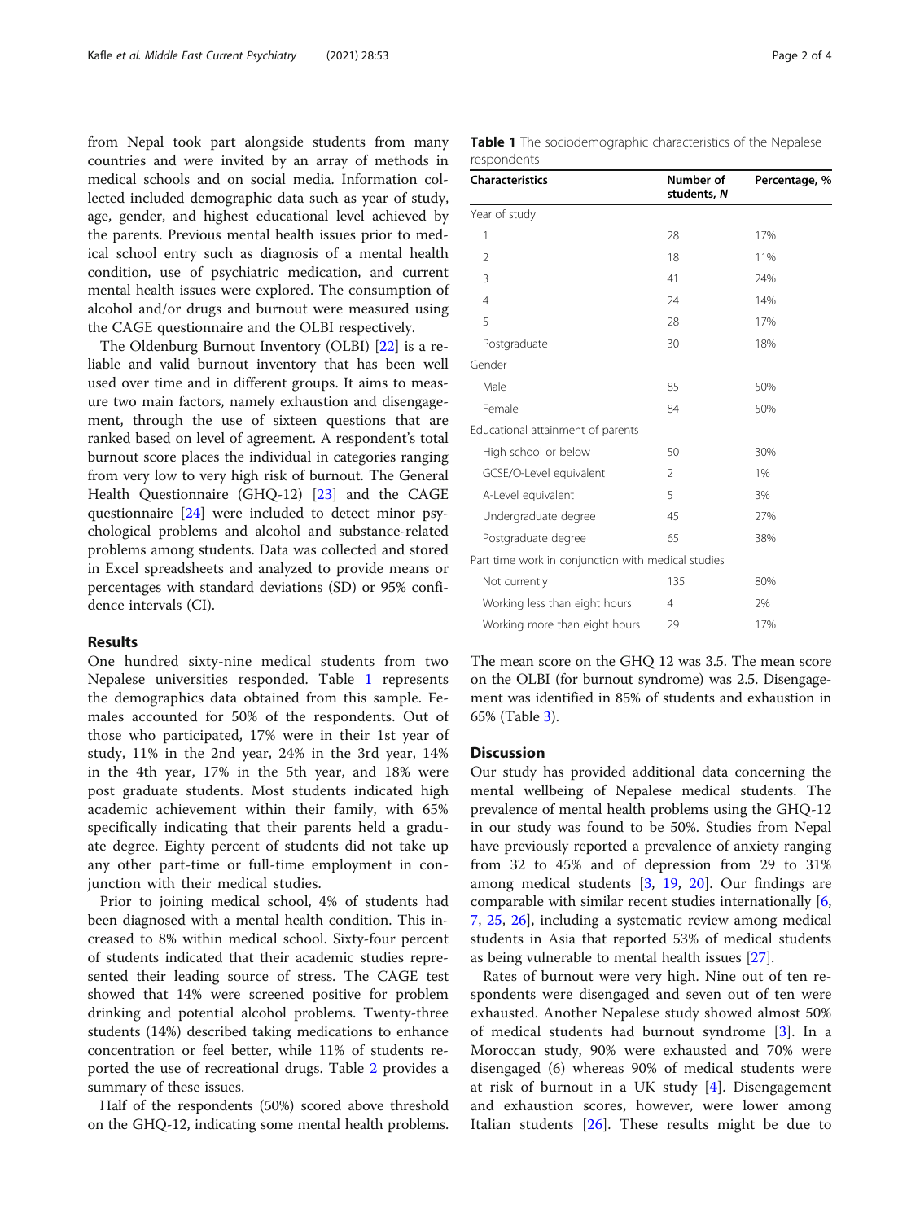from Nepal took part alongside students from many countries and were invited by an array of methods in medical schools and on social media. Information collected included demographic data such as year of study, age, gender, and highest educational level achieved by the parents. Previous mental health issues prior to medical school entry such as diagnosis of a mental health condition, use of psychiatric medication, and current mental health issues were explored. The consumption of alcohol and/or drugs and burnout were measured using the CAGE questionnaire and the OLBI respectively.

The Oldenburg Burnout Inventory (OLBI) [22] is a reliable and valid burnout inventory that has been well used over time and in different groups. It aims to measure two main factors, namely exhaustion and disengagement, through the use of sixteen questions that are ranked based on level of agreement. A respondent's total burnout score places the individual in categories ranging from very low to very high risk of burnout. The General Health Questionnaire (GHQ-12) [23] and the CAGE questionnaire [24] were included to detect minor psychological problems and alcohol and substance-related problems among students. Data was collected and stored in Excel spreadsheets and analyzed to provide means or percentages with standard deviations (SD) or 95% confidence intervals (CI).

## Results

One hundred sixty-nine medical students from two Nepalese universities responded. Table 1 represents the demographics data obtained from this sample. Females accounted for 50% of the respondents. Out of those who participated, 17% were in their 1st year of study, 11% in the 2nd year, 24% in the 3rd year, 14% in the 4th year, 17% in the 5th year, and 18% were post graduate students. Most students indicated high academic achievement within their family, with 65% specifically indicating that their parents held a graduate degree. Eighty percent of students did not take up any other part-time or full-time employment in conjunction with their medical studies.

**Table 1** The sociodemographic characteristics of the Nepalese respondents

| Characteristics | Number of students, *N* | Percentage, % |
|---|---|---|
| Year of study | | |
| 1 | 28 | 17% |
| 2 | 18 | 11% |
| 3 | 41 | 24% |
| 4 | 24 | 14% |
| 5 | 28 | 17% |
| Postgraduate | 30 | 18% |
| Gender | | |
| Male | 85 | 50% |
| Female | 84 | 50% |
| Educational attainment of parents | | |
| High school or below | 50 | 30% |
| GCSE/O-Level equivalent | 2 | 1% |
| A-Level equivalent | 5 | 3% |
| Undergraduate degree | 45 | 27% |
| Postgraduate degree | 65 | 38% |
| Part time work in conjunction with medical studies | | |
| Not currently | 135 | 80% |
| Working less than eight hours | 4 | 2% |
| Working more than eight hours | 29 | 17% |

Prior to joining medical school, 4% of students had been diagnosed with a mental health condition. This increased to 8% within medical school. Sixty-four percent of students indicated that their academic studies represented their leading source of stress. The CAGE test showed that 14% were screened positive for problem drinking and potential alcohol problems. Twenty-three students (14%) described taking medications to enhance concentration or feel better, while 11% of students reported the use of recreational drugs. Table 2 provides a summary of these issues.

Half of the respondents (50%) scored above threshold on the GHQ-12, indicating some mental health problems. The mean score on the GHQ 12 was 3.5. The mean score on the OLBI (for burnout syndrome) was 2.5. Disengagement was identified in 85% of students and exhaustion in 65% (Table 3).

## Discussion

Our study has provided additional data concerning the mental wellbeing of Nepalese medical students. The prevalence of mental health problems using the GHQ-12 in our study was found to be 50%. Studies from Nepal have previously reported a prevalence of anxiety ranging from 32 to 45% and of depression from 29 to 31% among medical students [3, 19, 20]. Our findings are comparable with similar recent studies internationally [6, 7, 25, 26], including a systematic review among medical students in Asia that reported 53% of medical students as being vulnerable to mental health issues [27].

Rates of burnout were very high. Nine out of ten respondents were disengaged and seven out of ten were exhausted. Another Nepalese study showed almost 50% of medical students had burnout syndrome [3]. In a Moroccan study, 90% were exhausted and 70% were disengaged (6) whereas 90% of medical students were at risk of burnout in a UK study [4]. Disengagement and exhaustion scores, however, were lower among Italian students [26]. These results might be due to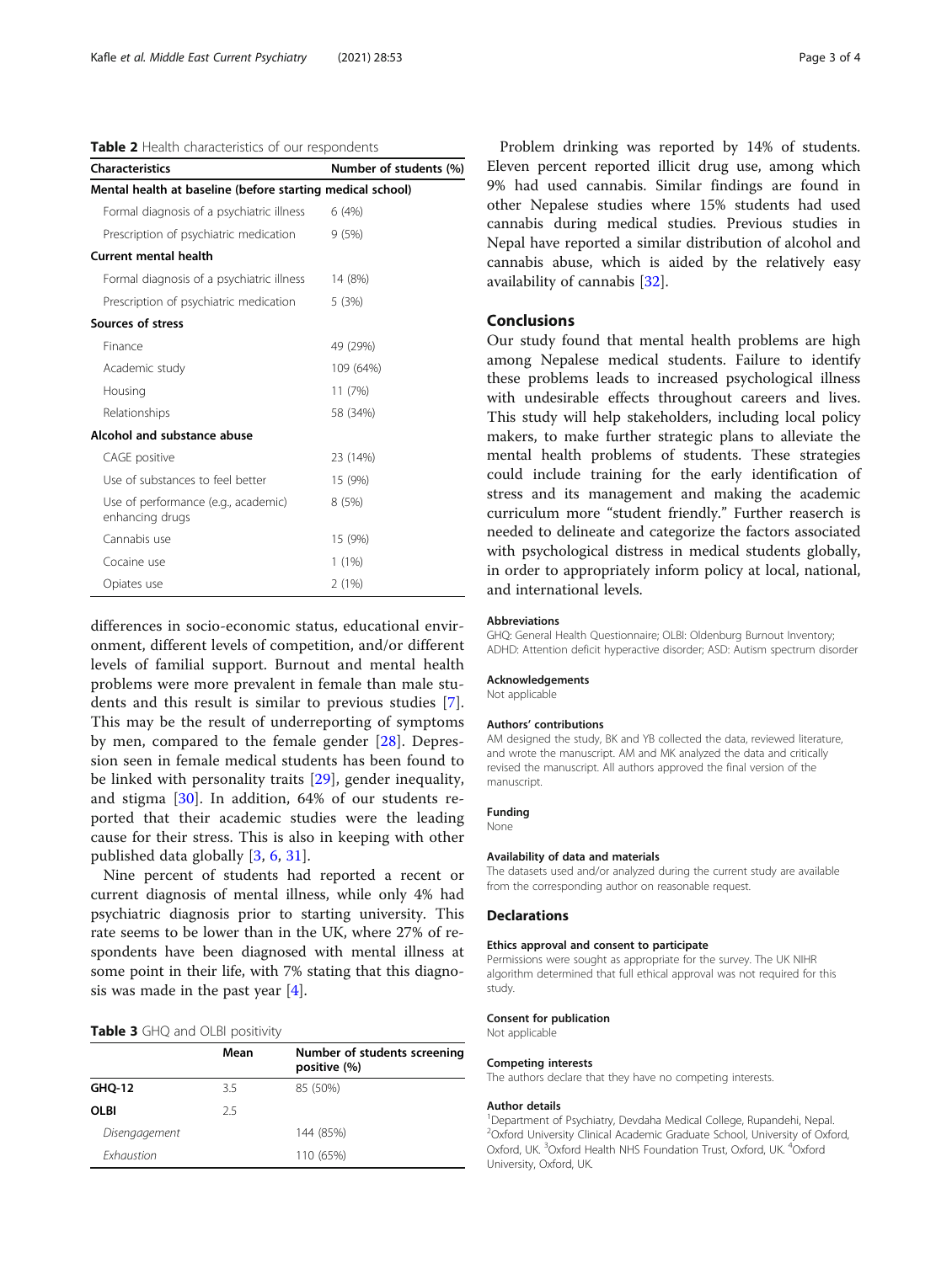**Table 2** Health characteristics of our respondents

| Characteristics | Number of students (%) |
|---|---|
| **Mental health at baseline (before starting medical school)** | |
| Formal diagnosis of a psychiatric illness | 6 (4%) |
| Prescription of psychiatric medication | 9 (5%) |
| **Current mental health** | |
| Formal diagnosis of a psychiatric illness | 14 (8%) |
| Prescription of psychiatric medication | 5 (3%) |
| **Sources of stress** | |
| Finance | 49 (29%) |
| Academic study | 109 (64%) |
| Housing | 11 (7%) |
| Relationships | 58 (34%) |
| **Alcohol and substance abuse** | |
| CAGE positive | 23 (14%) |
| Use of substances to feel better | 15 (9%) |
| Use of performance (e.g., academic) enhancing drugs | 8 (5%) |
| Cannabis use | 15 (9%) |
| Cocaine use | 1 (1%) |
| Opiates use | 2 (1%) |

differences in socio-economic status, educational environment, different levels of competition, and/or different levels of familial support. Burnout and mental health problems were more prevalent in female than male students and this result is similar to previous studies [7]. This may be the result of underreporting of symptoms by men, compared to the female gender [28]. Depression seen in female medical students has been found to be linked with personality traits [29], gender inequality, and stigma [30]. In addition, 64% of our students reported that their academic studies were the leading cause for their stress. This is also in keeping with other published data globally [3, 6, 31].

Nine percent of students had reported a recent or current diagnosis of mental illness, while only 4% had psychiatric diagnosis prior to starting university. This rate seems to be lower than in the UK, where 27% of respondents have been diagnosed with mental illness at some point in their life, with 7% stating that this diagnosis was made in the past year [4].

**Table 3** GHQ and OLBI positivity

| | Mean | Number of students screening positive (%) |
|---|---|---|
| **GHQ-12** | 3.5 | 85 (50%) |
| **OLBI** | 2.5 | |
| *Disengagement* | | 144 (85%) |
| *Exhaustion* | | 110 (65%) |

Problem drinking was reported by 14% of students. Eleven percent reported illicit drug use, among which 9% had used cannabis. Similar findings are found in other Nepalese studies where 15% students had used cannabis during medical studies. Previous studies in Nepal have reported a similar distribution of alcohol and cannabis abuse, which is aided by the relatively easy availability of cannabis [32].

## Conclusions

Our study found that mental health problems are high among Nepalese medical students. Failure to identify these problems leads to increased psychological illness with undesirable effects throughout careers and lives. This study will help stakeholders, including local policy makers, to make further strategic plans to alleviate the mental health problems of students. These strategies could include training for the early identification of stress and its management and making the academic curriculum more "student friendly." Further reaserch is needed to delineate and categorize the factors associated with psychological distress in medical students globally, in order to appropriately inform policy at local, national, and international levels.

#### Abbreviations

GHQ: General Health Questionnaire; OLBI: Oldenburg Burnout Inventory; ADHD: Attention deficit hyperactive disorder; ASD: Autism spectrum disorder

#### Acknowledgements

Not applicable

#### Authors' contributions

AM designed the study, BK and YB collected the data, reviewed literature, and wrote the manuscript. AM and MK analyzed the data and critically revised the manuscript. All authors approved the final version of the manuscript.

#### Funding

None

#### Availability of data and materials

The datasets used and/or analyzed during the current study are available from the corresponding author on reasonable request.

### Declarations

#### Ethics approval and consent to participate

Permissions were sought as appropriate for the survey. The UK NIHR algorithm determined that full ethical approval was not required for this study.

#### Consent for publication

Not applicable

#### Competing interests

The authors declare that they have no competing interests.

#### Author details

[1]Department of Psychiatry, Devdaha Medical College, Rupandehi, Nepal. [2]Oxford University Clinical Academic Graduate School, University of Oxford, Oxford, UK. [3]Oxford Health NHS Foundation Trust, Oxford, UK. [4]Oxford University, Oxford, UK.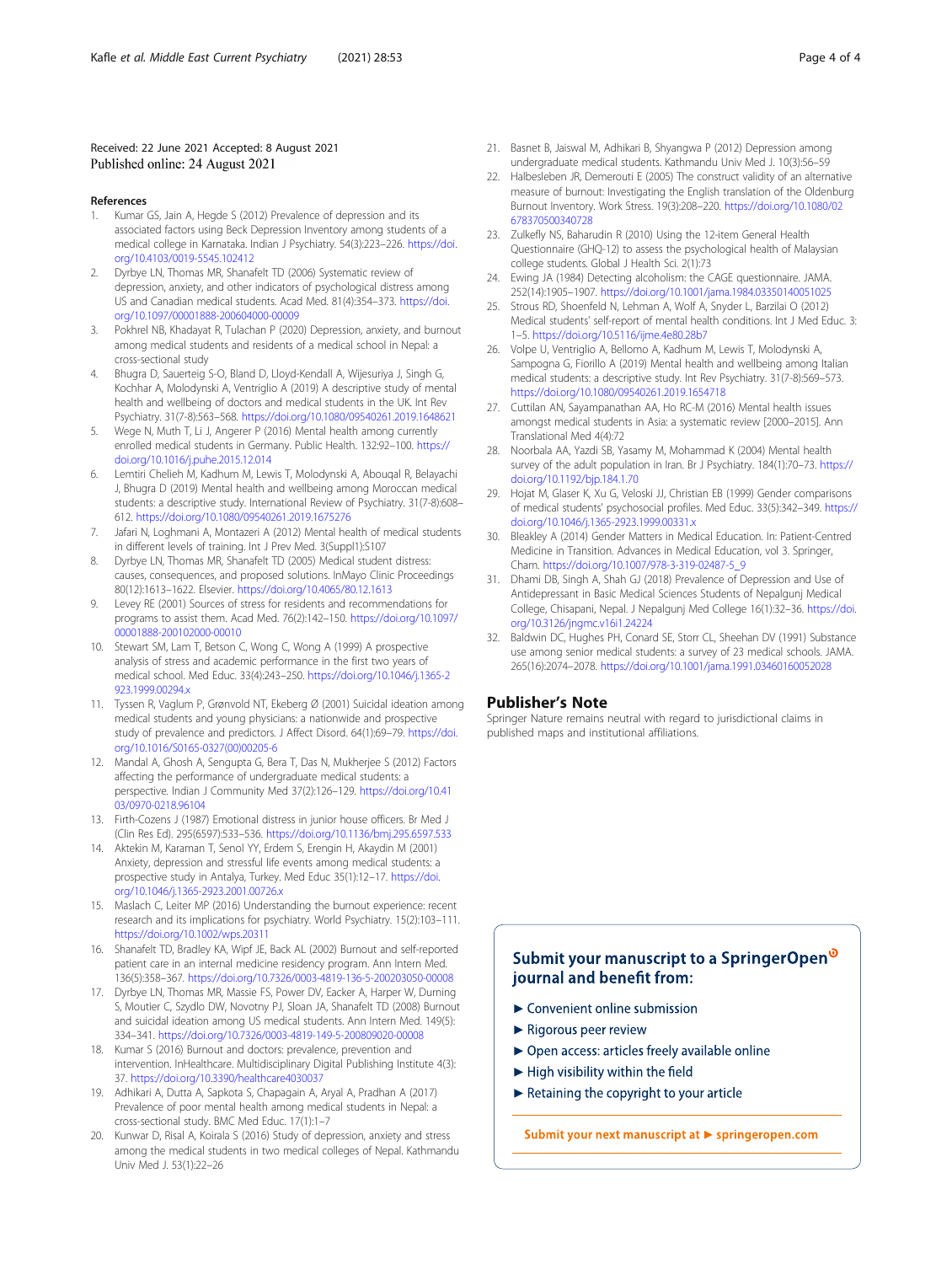Received: 22 June 2021 Accepted: 8 August 2021
Published online: 24 August 2021

## References

1. Kumar GS, Jain A, Hegde S (2012) Prevalence of depression and its associated factors using Beck Depression Inventory among students of a medical college in Karnataka. Indian J Psychiatry. 54(3):223–226. https://doi.org/10.4103/0019-5545.102412
2. Dyrbye LN, Thomas MR, Shanafelt TD (2006) Systematic review of depression, anxiety, and other indicators of psychological distress among US and Canadian medical students. Acad Med. 81(4):354–373. https://doi.org/10.1097/00001888-200604000-00009
3. Pokhrel NB, Khadayat R, Tulachan P (2020) Depression, anxiety, and burnout among medical students and residents of a medical school in Nepal: a cross-sectional study
4. Bhugra D, Sauerteig S-O, Bland D, Lloyd-Kendall A, Wijesuriya J, Singh G, Kochhar A, Molodynski A, Ventriglio A (2019) A descriptive study of mental health and wellbeing of doctors and medical students in the UK. Int Rev Psychiatry. 31(7-8):563–568. https://doi.org/10.1080/09540261.2019.1648621
5. Wege N, Muth T, Li J, Angerer P (2016) Mental health among currently enrolled medical students in Germany. Public Health. 132:92–100. https://doi.org/10.1016/j.puhe.2015.12.014
6. Lemtiri Chelieh M, Kadhum M, Lewis T, Molodynski A, Abouqal R, Belayachi J, Bhugra D (2019) Mental health and wellbeing among Moroccan medical students: a descriptive study. International Review of Psychiatry. 31(7-8):608–612. https://doi.org/10.1080/09540261.2019.1675276
7. Jafari N, Loghmani A, Montazeri A (2012) Mental health of medical students in different levels of training. Int J Prev Med. 3(Suppl1):S107
8. Dyrbye LN, Thomas MR, Shanafelt TD (2005) Medical student distress: causes, consequences, and proposed solutions. InMayo Clinic Proceedings 80(12):1613–1622. Elsevier. https://doi.org/10.4065/80.12.1613
9. Levey RE (2001) Sources of stress for residents and recommendations for programs to assist them. Acad Med. 76(2):142–150. https://doi.org/10.1097/00001888-200102000-00010
10. Stewart SM, Lam T, Betson C, Wong C, Wong A (1999) A prospective analysis of stress and academic performance in the first two years of medical school. Med Educ. 33(4):243–250. https://doi.org/10.1046/j.1365-2923.1999.00294.x
11. Tyssen R, Vaglum P, Grønvold NT, Ekeberg Ø (2001) Suicidal ideation among medical students and young physicians: a nationwide and prospective study of prevalence and predictors. J Affect Disord. 64(1):69–79. https://doi.org/10.1016/S0165-0327(00)00205-6
12. Mandal A, Ghosh A, Sengupta G, Bera T, Das N, Mukherjee S (2012) Factors affecting the performance of undergraduate medical students: a perspective. Indian J Community Med 37(2):126–129. https://doi.org/10.4103/0970-0218.96104
13. Firth-Cozens J (1987) Emotional distress in junior house officers. Br Med J (Clin Res Ed). 295(6597):533–536. https://doi.org/10.1136/bmj.295.6597.533
14. Aktekin M, Karaman T, Senol YY, Erdem S, Erengin H, Akaydin M (2001) Anxiety, depression and stressful life events among medical students: a prospective study in Antalya, Turkey. Med Educ 35(1):12–17. https://doi.org/10.1046/j.1365-2923.2001.00726.x
15. Maslach C, Leiter MP (2016) Understanding the burnout experience: recent research and its implications for psychiatry. World Psychiatry. 15(2):103–111. https://doi.org/10.1002/wps.20311
16. Shanafelt TD, Bradley KA, Wipf JE, Back AL (2002) Burnout and self-reported patient care in an internal medicine residency program. Ann Intern Med. 136(5):358–367. https://doi.org/10.7326/0003-4819-136-5-200203050-00008
17. Dyrbye LN, Thomas MR, Massie FS, Power DV, Eacker A, Harper W, Durning S, Moutier C, Szydlo DW, Novotny PJ, Sloan JA, Shanafelt TD (2008) Burnout and suicidal ideation among US medical students. Ann Intern Med. 149(5):334–341. https://doi.org/10.7326/0003-4819-149-5-200809020-00008
18. Kumar S (2016) Burnout and doctors: prevalence, prevention and intervention. InHealthcare. Multidisciplinary Digital Publishing Institute 4(3):37. https://doi.org/10.3390/healthcare4030037
19. Adhikari A, Dutta A, Sapkota S, Chapagain A, Aryal A, Pradhan A (2017) Prevalence of poor mental health among medical students in Nepal: a cross-sectional study. BMC Med Educ. 17(1):1–7
20. Kunwar D, Risal A, Koirala S (2016) Study of depression, anxiety and stress among the medical students in two medical colleges of Nepal. Kathmandu Univ Med J. 53(1):22–26
21. Basnet B, Jaiswal M, Adhikari B, Shyangwa P (2012) Depression among undergraduate medical students. Kathmandu Univ Med J. 10(3):56–59
22. Halbesleben JR, Demerouti E (2005) The construct validity of an alternative measure of burnout: Investigating the English translation of the Oldenburg Burnout Inventory. Work Stress. 19(3):208–220. https://doi.org/10.1080/02678370500340728
23. Zulkefly NS, Baharudin R (2010) Using the 12-item General Health Questionnaire (GHQ-12) to assess the psychological health of Malaysian college students. Global J Health Sci. 2(1):73
24. Ewing JA (1984) Detecting alcoholism: the CAGE questionnaire. JAMA. 252(14):1905–1907. https://doi.org/10.1001/jama.1984.03350140051025
25. Strous RD, Shoenfeld N, Lehman A, Wolf A, Snyder L, Barzilai O (2012) Medical students' self-report of mental health conditions. Int J Med Educ. 3:1–5. https://doi.org/10.5116/ijme.4e80.28b7
26. Volpe U, Ventriglio A, Bellomo A, Kadhum M, Lewis T, Molodynski A, Sampogna G, Fiorillo A (2019) Mental health and wellbeing among Italian medical students: a descriptive study. Int Rev Psychiatry. 31(7-8):569–573. https://doi.org/10.1080/09540261.2019.1654718
27. Cuttilan AN, Sayampanathan AA, Ho RC-M (2016) Mental health issues amongst medical students in Asia: a systematic review [2000–2015]. Ann Translational Med 4(4):72
28. Noorbala AA, Yazdi SB, Yasamy M, Mohammad K (2004) Mental health survey of the adult population in Iran. Br J Psychiatry. 184(1):70–73. https://doi.org/10.1192/bjp.184.1.70
29. Hojat M, Glaser K, Xu G, Veloski JJ, Christian EB (1999) Gender comparisons of medical students' psychosocial profiles. Med Educ. 33(5):342–349. https://doi.org/10.1046/j.1365-2923.1999.00331.x
30. Bleakley A (2014) Gender Matters in Medical Education. In: Patient-Centred Medicine in Transition. Advances in Medical Education, vol 3. Springer, Cham. https://doi.org/10.1007/978-3-319-02487-5_9
31. Dhami DB, Singh A, Shah GJ (2018) Prevalence of Depression and Use of Antidepressant in Basic Medical Sciences Students of Nepalgunj Medical College, Chisapani, Nepal. J Nepalgunj Med College 16(1):32–36. https://doi.org/10.3126/jngmc.v16i1.24224
32. Baldwin DC, Hughes PH, Conard SE, Storr CL, Sheehan DV (1991) Substance use among senior medical students: a survey of 23 medical schools. JAMA. 265(16):2074–2078. https://doi.org/10.1001/jama.1991.03460160052028

## Publisher's Note

Springer Nature remains neutral with regard to jurisdictional claims in published maps and institutional affiliations.

**Submit your manuscript to a SpringerOpen journal and benefit from:**

- Convenient online submission
- Rigorous peer review
- Open access: articles freely available online
- High visibility within the field
- Retaining the copyright to your article

Submit your next manuscript at ▶ springeropen.com